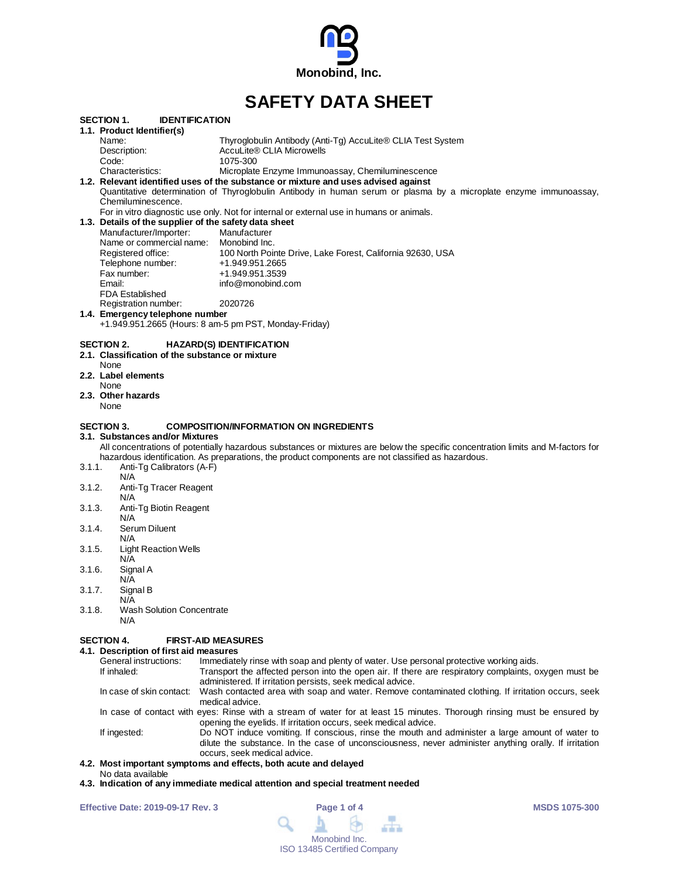Monobind, Inc.

# SAFETY DATA SHEET

## SECTION 1. IDENTIFICATION

### 1.1. Product Identifier(s)

Name: Thyroglobulin Antibody (Anti-Tg) AccuLite® CLIA Test System
Description: AccuLite® CLIA Microwells
Code: 1075-300
Characteristics: Microplate Enzyme Immunoassay, Chemiluminescence

### 1.2. Relevant identified uses of the substance or mixture and uses advised against

Quantitative determination of Thyroglobulin Antibody in human serum or plasma by a microplate enzyme immunoassay, Chemiluminescence.

For in vitro diagnostic use only. Not for internal or external use in humans or animals.

### 1.3. Details of the supplier of the safety data sheet

Manufacturer/Importer: Manufacturer
Name or commercial name: Monobind Inc.
Registered office: 100 North Pointe Drive, Lake Forest, California 92630, USA
Telephone number: +1.949.951.2665
Fax number: +1.949.951.3539
Email: info@monobind.com
FDA Established Registration number: 2020726

### 1.4. Emergency telephone number

+1.949.951.2665 (Hours: 8 am-5 pm PST, Monday-Friday)

## SECTION 2. HAZARD(S) IDENTIFICATION

### 2.1. Classification of the substance or mixture

None

### 2.2. Label elements

None

### 2.3. Other hazards

None

## SECTION 3. COMPOSITION/INFORMATION ON INGREDIENTS

### 3.1. Substances and/or Mixtures

All concentrations of potentially hazardous substances or mixtures are below the specific concentration limits and M-factors for hazardous identification. As preparations, the product components are not classified as hazardous.

3.1.1. Anti-Tg Calibrators (A-F)
N/A

3.1.2. Anti-Tg Tracer Reagent
N/A

3.1.3. Anti-Tg Biotin Reagent
N/A

3.1.4. Serum Diluent
N/A

3.1.5. Light Reaction Wells
N/A

3.1.6. Signal A
N/A

3.1.7. Signal B
N/A

3.1.8. Wash Solution Concentrate
N/A

## SECTION 4. FIRST-AID MEASURES

### 4.1. Description of first aid measures

General instructions: Immediately rinse with soap and plenty of water. Use personal protective working aids.

If inhaled: Transport the affected person into the open air. If there are respiratory complaints, oxygen must be administered. If irritation persists, seek medical advice.

In case of skin contact: Wash contacted area with soap and water. Remove contaminated clothing. If irritation occurs, seek medical advice.

In case of contact with eyes: Rinse with a stream of water for at least 15 minutes. Thorough rinsing must be ensured by opening the eyelids. If irritation occurs, seek medical advice.

If ingested: Do NOT induce vomiting. If conscious, rinse the mouth and administer a large amount of water to dilute the substance. In the case of unconsciousness, never administer anything orally. If irritation occurs, seek medical advice.

### 4.2. Most important symptoms and effects, both acute and delayed

No data available

### 4.3. Indication of any immediate medical attention and special treatment needed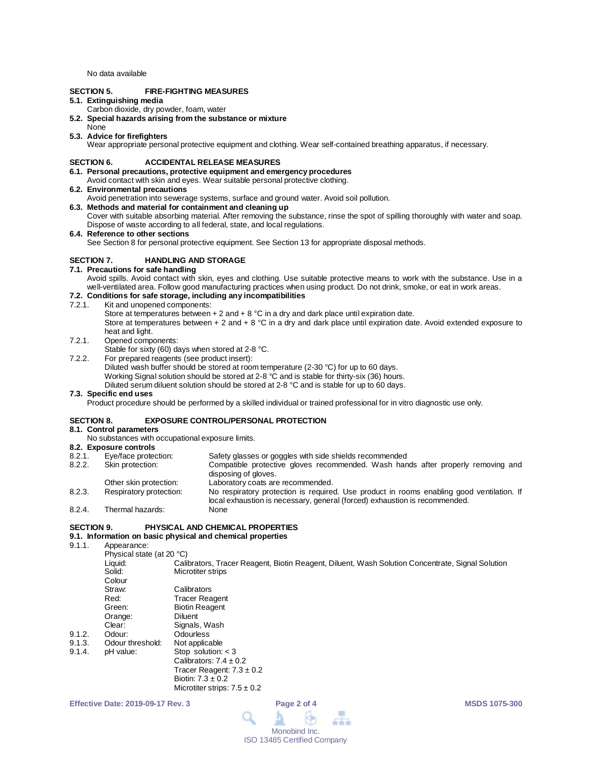No data available

## SECTION 5. FIRE-FIGHTING MEASURES

**5.1. Extinguishing media**

Carbon dioxide, dry powder, foam, water

**5.2. Special hazards arising from the substance or mixture**

None

**5.3. Advice for firefighters**

Wear appropriate personal protective equipment and clothing. Wear self-contained breathing apparatus, if necessary.

## SECTION 6. ACCIDENTAL RELEASE MEASURES

**6.1. Personal precautions, protective equipment and emergency procedures**

Avoid contact with skin and eyes. Wear suitable personal protective clothing.

**6.2. Environmental precautions**

Avoid penetration into sewerage systems, surface and ground water. Avoid soil pollution.

**6.3. Methods and material for containment and cleaning up**

Cover with suitable absorbing material. After removing the substance, rinse the spot of spilling thoroughly with water and soap. Dispose of waste according to all federal, state, and local regulations.

**6.4. Reference to other sections**

See Section 8 for personal protective equipment. See Section 13 for appropriate disposal methods.

## SECTION 7. HANDLING AND STORAGE

**7.1. Precautions for safe handling**

Avoid spills. Avoid contact with skin, eyes and clothing. Use suitable protective means to work with the substance. Use in a well-ventilated area. Follow good manufacturing practices when using product. Do not drink, smoke, or eat in work areas.

**7.2. Conditions for safe storage, including any incompatibilities**

7.2.1. Kit and unopened components:
Store at temperatures between + 2 and + 8 °C in a dry and dark place until expiration date.
Store at temperatures between + 2 and + 8 °C in a dry and dark place until expiration date. Avoid extended exposure to heat and light.

7.2.1. Opened components:
Stable for sixty (60) days when stored at 2-8 °C.

7.2.2. For prepared reagents (see product insert):
Diluted wash buffer should be stored at room temperature (2-30 °C) for up to 60 days.
Working Signal solution should be stored at 2-8 ℃ and is stable for thirty-six (36) hours.
Diluted serum diluent solution should be stored at 2-8 °C and is stable for up to 60 days.

**7.3. Specific end uses**

Product procedure should be performed by a skilled individual or trained professional for in vitro diagnostic use only.

## SECTION 8. EXPOSURE CONTROL/PERSONAL PROTECTION

**8.1. Control parameters**

No substances with occupational exposure limits.

**8.2. Exposure controls**

| | | |
|---|---|---|
| 8.2.1. | Eye/face protection: | Safety glasses or goggles with side shields recommended |
| 8.2.2. | Skin protection: | Compatible protective gloves recommended. Wash hands after properly removing and disposing of gloves. |
| | Other skin protection: | Laboratory coats are recommended. |
| 8.2.3. | Respiratory protection: | No respiratory protection is required. Use product in rooms enabling good ventilation. If local exhaustion is necessary, general (forced) exhaustion is recommended. |
| 8.2.4. | Thermal hazards: | None |

## SECTION 9. PHYSICAL AND CHEMICAL PROPERTIES

**9.1. Information on basic physical and chemical properties**

9.1.1. Appearance:

Physical state (at 20 °C)

| | |
|---|---|
| Liquid: | Calibrators, Tracer Reagent, Biotin Reagent, Diluent, Wash Solution Concentrate, Signal Solution |
| Solid: | Microtiter strips |

Colour

| | |
|---|---|
| Straw: | Calibrators |
| Red: | Tracer Reagent |
| Green: | Biotin Reagent |
| Orange: | Diluent |
| Clear: | Signals, Wash |

| | | |
|---|---|---|
| 9.1.2. | Odour: | Odourless |
| 9.1.3. | Odour threshold: | Not applicable |
| 9.1.4. | pH value: | Stop solution: < 3<br>Calibrators: 7.4 ± 0.2<br>Tracer Reagent: 7.3 ± 0.2<br>Biotin: 7.3 ± 0.2<br>Microtiter strips: 7.5 ± 0.2 |

Effective Date: 2019-09-17 Rev. 3 MSDS 1075-300

Monobind Inc.
ISO 13485 Certified Company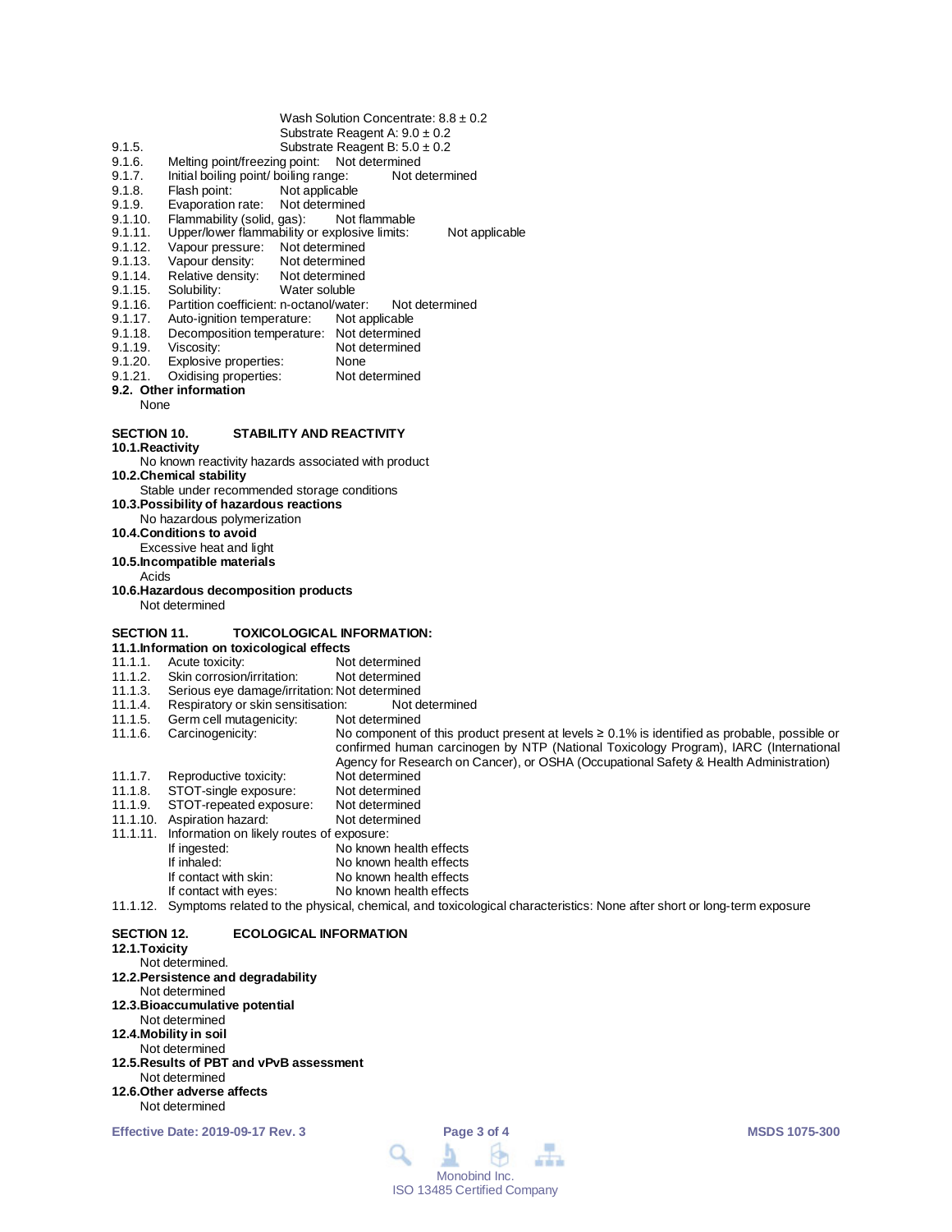Wash Solution Concentrate: 8.8 ± 0.2
Substrate Reagent A: 9.0 ± 0.2
9.1.5. Substrate Reagent B: 5.0 ± 0.2
9.1.6. Melting point/freezing point: Not determined
9.1.7. Initial boiling point/ boiling range: Not determined
9.1.8. Flash point: Not applicable
9.1.9. Evaporation rate: Not determined
9.1.10. Flammability (solid, gas): Not flammable
9.1.11. Upper/lower flammability or explosive limits: Not applicable
9.1.12. Vapour pressure: Not determined
9.1.13. Vapour density: Not determined
9.1.14. Relative density: Not determined
9.1.15. Solubility: Water soluble
9.1.16. Partition coefficient: n-octanol/water: Not determined
9.1.17. Auto-ignition temperature: Not applicable
9.1.18. Decomposition temperature: Not determined
9.1.19. Viscosity: Not determined
9.1.20. Explosive properties: None
9.1.21. Oxidising properties: Not determined

**9.2. Other information**

None

## SECTION 10. STABILITY AND REACTIVITY

**10.1. Reactivity**

No known reactivity hazards associated with product

**10.2. Chemical stability**

Stable under recommended storage conditions

**10.3. Possibility of hazardous reactions**

No hazardous polymerization

**10.4. Conditions to avoid**

Excessive heat and light

**10.5. Incompatible materials**

Acids

**10.6. Hazardous decomposition products**

Not determined

## SECTION 11. TOXICOLOGICAL INFORMATION:

**11.1. Information on toxicological effects**

11.1.1. Acute toxicity: Not determined
11.1.2. Skin corrosion/irritation: Not determined
11.1.3. Serious eye damage/irritation: Not determined
11.1.4. Respiratory or skin sensitisation: Not determined
11.1.5. Germ cell mutagenicity: Not determined
11.1.6. Carcinogenicity: No component of this product present at levels ≥ 0.1% is identified as probable, possible or confirmed human carcinogen by NTP (National Toxicology Program), IARC (International Agency for Research on Cancer), or OSHA (Occupational Safety & Health Administration)
11.1.7. Reproductive toxicity: Not determined
11.1.8. STOT-single exposure: Not determined
11.1.9. STOT-repeated exposure: Not determined
11.1.10. Aspiration hazard: Not determined
11.1.11. Information on likely routes of exposure:
- If ingested: No known health effects
- If inhaled: No known health effects
- If contact with skin: No known health effects
- If contact with eyes: No known health effects

11.1.12. Symptoms related to the physical, chemical, and toxicological characteristics: None after short or long-term exposure

## SECTION 12. ECOLOGICAL INFORMATION

**12.1. Toxicity**

Not determined.

**12.2. Persistence and degradability**

Not determined

**12.3. Bioaccumulative potential**

Not determined

**12.4. Mobility in soil**

Not determined

**12.5. Results of PBT and vPvB assessment**

Not determined

**12.6. Other adverse affects**

Not determined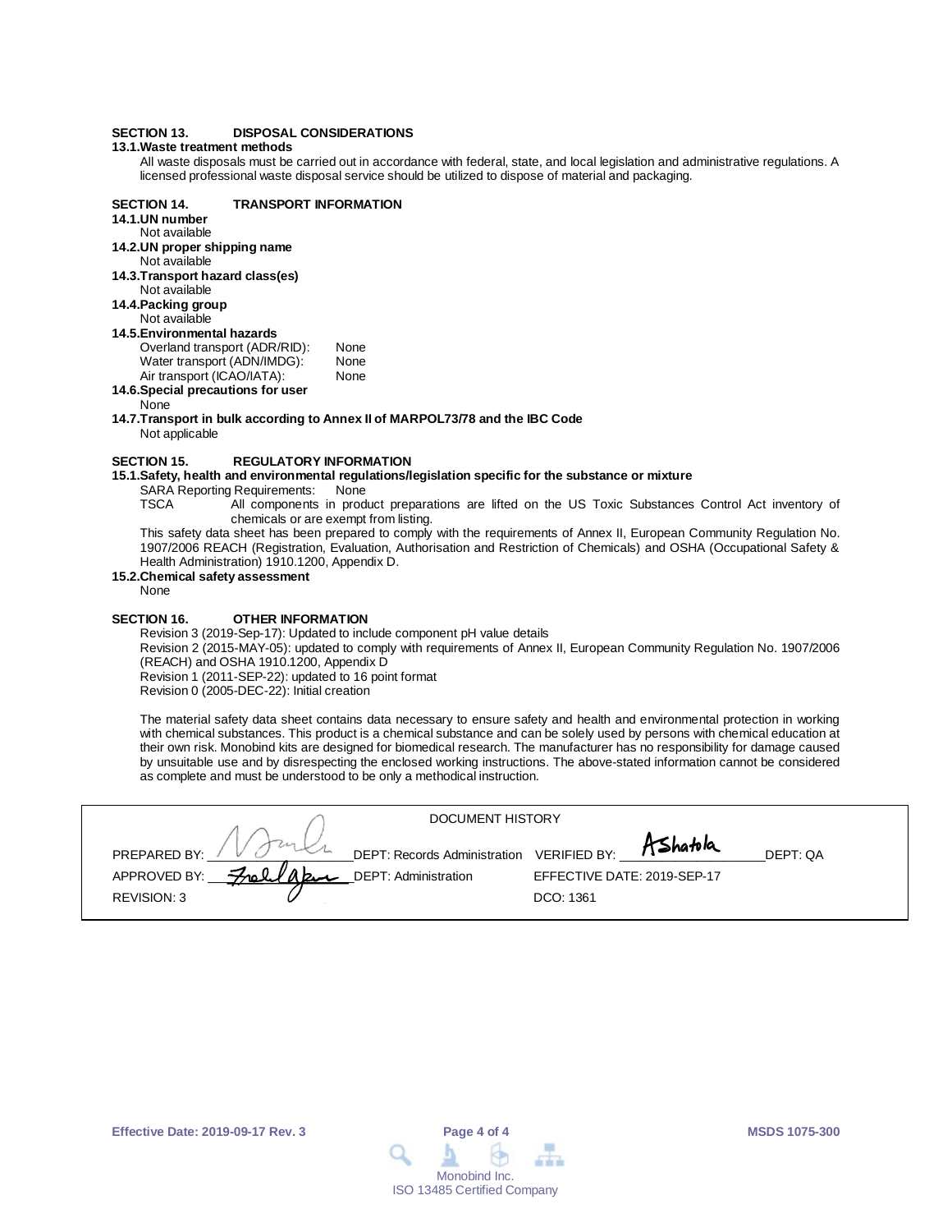## SECTION 13. DISPOSAL CONSIDERATIONS

**13.1.Waste treatment methods**

All waste disposals must be carried out in accordance with federal, state, and local legislation and administrative regulations. A licensed professional waste disposal service should be utilized to dispose of material and packaging.

## SECTION 14. TRANSPORT INFORMATION

**14.1.UN number**

Not available

**14.2.UN proper shipping name**

Not available

**14.3.Transport hazard class(es)**

Not available

**14.4.Packing group**

Not available

**14.5.Environmental hazards**

| | |
|---|---|
| Overland transport (ADR/RID): | None |
| Water transport (ADN/IMDG): | None |
| Air transport (ICAO/IATA): | None |

**14.6.Special precautions for user**

None

**14.7.Transport in bulk according to Annex II of MARPOL73/78 and the IBC Code**

Not applicable

## SECTION 15. REGULATORY INFORMATION

**15.1.Safety, health and environmental regulations/legislation specific for the substance or mixture**

SARA Reporting Requirements: None

TSCA All components in product preparations are lifted on the US Toxic Substances Control Act inventory of chemicals or are exempt from listing.

This safety data sheet has been prepared to comply with the requirements of Annex II, European Community Regulation No. 1907/2006 REACH (Registration, Evaluation, Authorisation and Restriction of Chemicals) and OSHA (Occupational Safety & Health Administration) 1910.1200, Appendix D.

**15.2.Chemical safety assessment**

None

## SECTION 16. OTHER INFORMATION

Revision 3 (2019-Sep-17): Updated to include component pH value details

Revision 2 (2015-MAY-05): updated to comply with requirements of Annex II, European Community Regulation No. 1907/2006 (REACH) and OSHA 1910.1200, Appendix D

Revision 1 (2011-SEP-22): updated to 16 point format

Revision 0 (2005-DEC-22): Initial creation

The material safety data sheet contains data necessary to ensure safety and health and environmental protection in working with chemical substances. This product is a chemical substance and can be solely used by persons with chemical education at their own risk. Monobind kits are designed for biomedical research. The manufacturer has no responsibility for damage caused by unsuitable use and by disrespecting the enclosed working instructions. The above-stated information cannot be considered as complete and must be understood to be only a methodical instruction.

| DOCUMENT HISTORY | | | |
|---|---|---|---|
| PREPARED BY: [signature] | DEPT: Records Administration | VERIFIED BY: AShatola | DEPT: QA |
| APPROVED BY: [signature] | DEPT: Administration | EFFECTIVE DATE: 2019-SEP-17 | |
| REVISION: 3 | | DCO: 1361 | |

Effective Date: 2019-09-17 Rev. 3 MSDS 1075-300

Monobind Inc.
ISO 13485 Certified Company